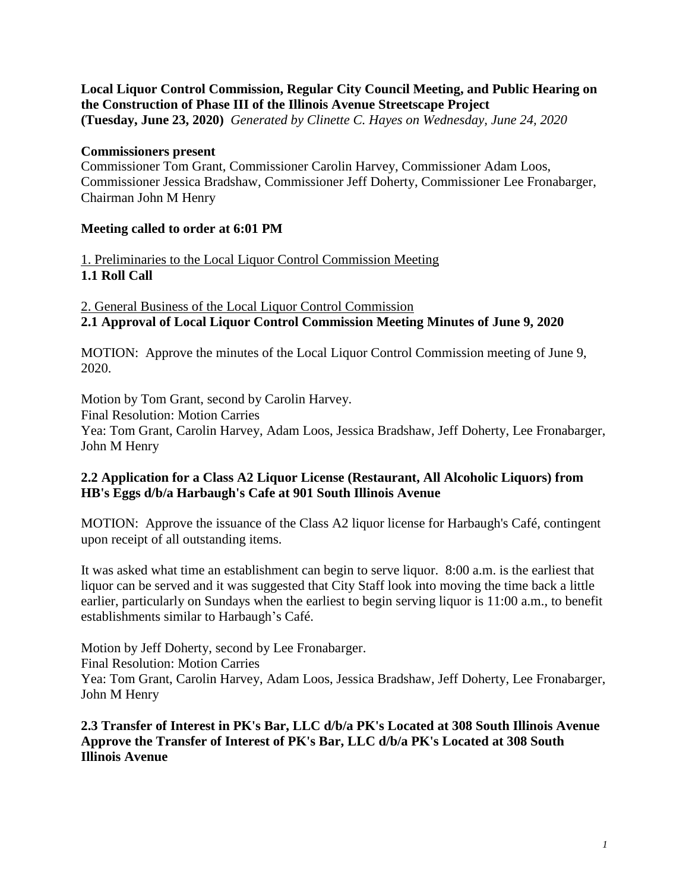**Local Liquor Control Commission, Regular City Council Meeting, and Public Hearing on the Construction of Phase III of the Illinois Avenue Streetscape Project**
**(Tuesday, June 23, 2020)** *Generated by Clinette C. Hayes on Wednesday, June 24, 2020*

**Commissioners present**
Commissioner Tom Grant, Commissioner Carolin Harvey, Commissioner Adam Loos, Commissioner Jessica Bradshaw, Commissioner Jeff Doherty, Commissioner Lee Fronabarger, Chairman John M Henry

**Meeting called to order at 6:01 PM**

1. Preliminaries to the Local Liquor Control Commission Meeting
**1.1 Roll Call**

2. General Business of the Local Liquor Control Commission
**2.1 Approval of Local Liquor Control Commission Meeting Minutes of June 9, 2020**

MOTION: Approve the minutes of the Local Liquor Control Commission meeting of June 9, 2020.

Motion by Tom Grant, second by Carolin Harvey.
Final Resolution: Motion Carries
Yea: Tom Grant, Carolin Harvey, Adam Loos, Jessica Bradshaw, Jeff Doherty, Lee Fronabarger, John M Henry

**2.2 Application for a Class A2 Liquor License (Restaurant, All Alcoholic Liquors) from HB's Eggs d/b/a Harbaugh's Cafe at 901 South Illinois Avenue**

MOTION: Approve the issuance of the Class A2 liquor license for Harbaugh's Café, contingent upon receipt of all outstanding items.

It was asked what time an establishment can begin to serve liquor. 8:00 a.m. is the earliest that liquor can be served and it was suggested that City Staff look into moving the time back a little earlier, particularly on Sundays when the earliest to begin serving liquor is 11:00 a.m., to benefit establishments similar to Harbaugh's Café.

Motion by Jeff Doherty, second by Lee Fronabarger.
Final Resolution: Motion Carries
Yea: Tom Grant, Carolin Harvey, Adam Loos, Jessica Bradshaw, Jeff Doherty, Lee Fronabarger, John M Henry

**2.3 Transfer of Interest in PK's Bar, LLC d/b/a PK's Located at 308 South Illinois Avenue Approve the Transfer of Interest of PK's Bar, LLC d/b/a PK's Located at 308 South Illinois Avenue**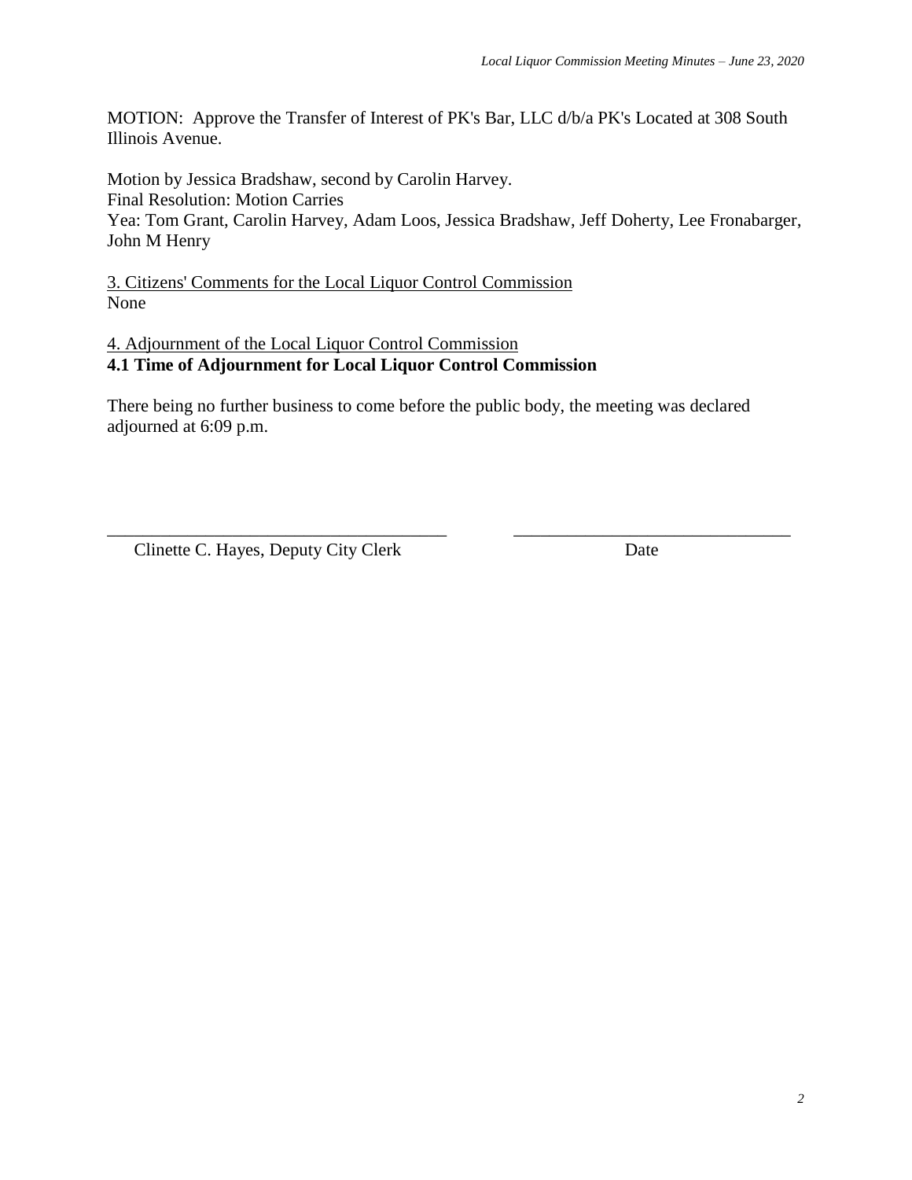MOTION: Approve the Transfer of Interest of PK's Bar, LLC d/b/a PK's Located at 308 South Illinois Avenue.

Motion by Jessica Bradshaw, second by Carolin Harvey.
Final Resolution: Motion Carries
Yea: Tom Grant, Carolin Harvey, Adam Loos, Jessica Bradshaw, Jeff Doherty, Lee Fronabarger, John M Henry

3. Citizens' Comments for the Local Liquor Control Commission

None

4. Adjournment of the Local Liquor Control Commission

**4.1 Time of Adjournment for Local Liquor Control Commission**

There being no further business to come before the public body, the meeting was declared adjourned at 6:09 p.m.

\_\_\_\_\_\_\_\_\_\_\_\_\_\_\_\_\_\_\_\_\_\_\_\_\_\_\_\_\_\_\_\_\_\_\_\_\_\_ \_\_\_\_\_\_\_\_\_\_\_\_\_\_\_\_\_\_\_\_\_\_\_\_\_\_\_\_\_\_\_\_

Clinette C. Hayes, Deputy City Clerk Date